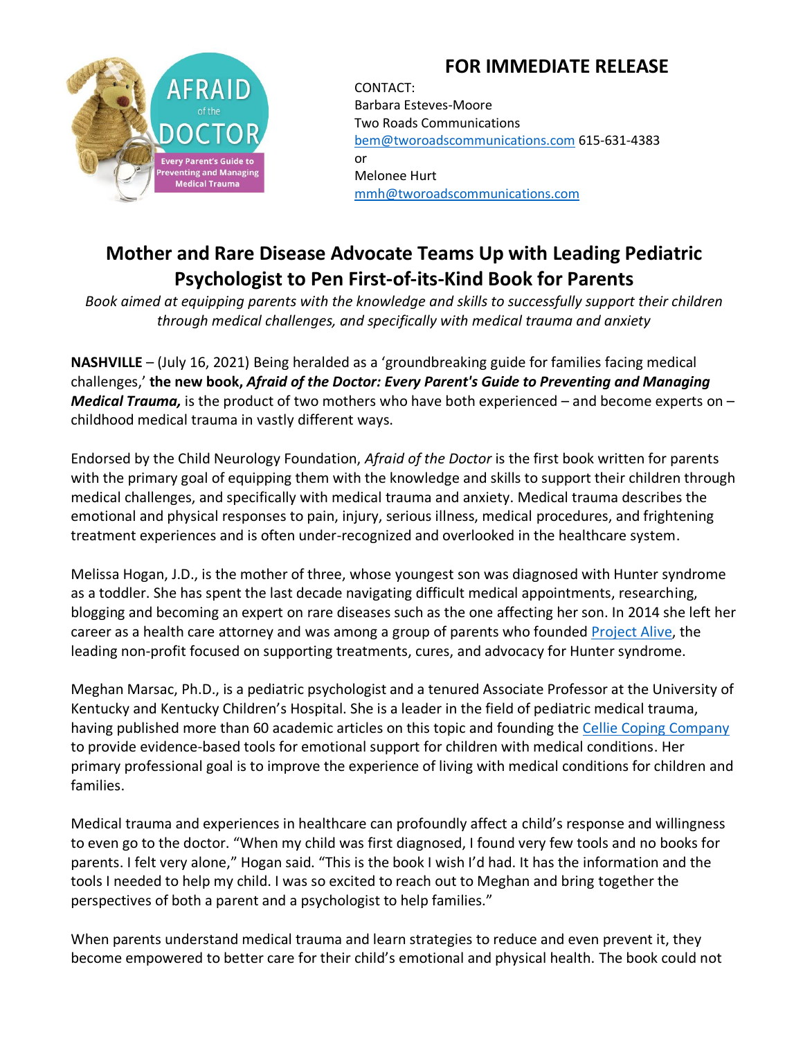# FOR IMMEDIATE RELEASE

CONTACT:
Barbara Esteves-Moore
Two Roads Communications
bem@tworoadscommunications.com 615-631-4383
or
Melonee Hurt
mmh@tworoadscommunications.com

## Mother and Rare Disease Advocate Teams Up with Leading Pediatric Psychologist to Pen First-of-its-Kind Book for Parents

*Book aimed at equipping parents with the knowledge and skills to successfully support their children through medical challenges, and specifically with medical trauma and anxiety*

**NASHVILLE** – (July 16, 2021) Being heralded as a 'groundbreaking guide for families facing medical challenges,' **the new book, *Afraid of the Doctor: Every Parent's Guide to Preventing and Managing Medical Trauma,*** is the product of two mothers who have both experienced – and become experts on – childhood medical trauma in vastly different ways.

Endorsed by the Child Neurology Foundation, *Afraid of the Doctor* is the first book written for parents with the primary goal of equipping them with the knowledge and skills to support their children through medical challenges, and specifically with medical trauma and anxiety. Medical trauma describes the emotional and physical responses to pain, injury, serious illness, medical procedures, and frightening treatment experiences and is often under-recognized and overlooked in the healthcare system.

Melissa Hogan, J.D., is the mother of three, whose youngest son was diagnosed with Hunter syndrome as a toddler. She has spent the last decade navigating difficult medical appointments, researching, blogging and becoming an expert on rare diseases such as the one affecting her son. In 2014 she left her career as a health care attorney and was among a group of parents who founded Project Alive, the leading non-profit focused on supporting treatments, cures, and advocacy for Hunter syndrome.

Meghan Marsac, Ph.D., is a pediatric psychologist and a tenured Associate Professor at the University of Kentucky and Kentucky Children's Hospital. She is a leader in the field of pediatric medical trauma, having published more than 60 academic articles on this topic and founding the Cellie Coping Company to provide evidence-based tools for emotional support for children with medical conditions. Her primary professional goal is to improve the experience of living with medical conditions for children and families.

Medical trauma and experiences in healthcare can profoundly affect a child's response and willingness to even go to the doctor. "When my child was first diagnosed, I found very few tools and no books for parents. I felt very alone," Hogan said. "This is the book I wish I'd had. It has the information and the tools I needed to help my child. I was so excited to reach out to Meghan and bring together the perspectives of both a parent and a psychologist to help families."

When parents understand medical trauma and learn strategies to reduce and even prevent it, they become empowered to better care for their child's emotional and physical health. The book could not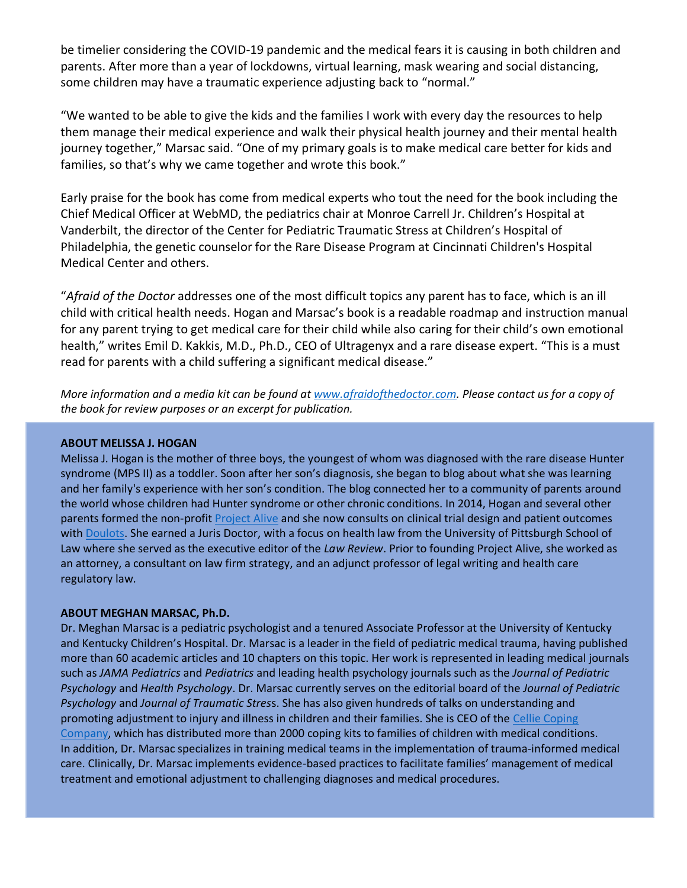be timelier considering the COVID-19 pandemic and the medical fears it is causing in both children and parents. After more than a year of lockdowns, virtual learning, mask wearing and social distancing, some children may have a traumatic experience adjusting back to "normal."

"We wanted to be able to give the kids and the families I work with every day the resources to help them manage their medical experience and walk their physical health journey and their mental health journey together," Marsac said. "One of my primary goals is to make medical care better for kids and families, so that's why we came together and wrote this book."

Early praise for the book has come from medical experts who tout the need for the book including the Chief Medical Officer at WebMD, the pediatrics chair at Monroe Carrell Jr. Children's Hospital at Vanderbilt, the director of the Center for Pediatric Traumatic Stress at Children's Hospital of Philadelphia, the genetic counselor for the Rare Disease Program at Cincinnati Children's Hospital Medical Center and others.

"*Afraid of the Doctor* addresses one of the most difficult topics any parent has to face, which is an ill child with critical health needs. Hogan and Marsac's book is a readable roadmap and instruction manual for any parent trying to get medical care for their child while also caring for their child's own emotional health," writes Emil D. Kakkis, M.D., Ph.D., CEO of Ultragenyx and a rare disease expert. "This is a must read for parents with a child suffering a significant medical disease."

*More information and a media kit can be found at [www.afraidofthedoctor.com](www.afraidofthedoctor.com). Please contact us for a copy of the book for review purposes or an excerpt for publication.*

**ABOUT MELISSA J. HOGAN**

Melissa J. Hogan is the mother of three boys, the youngest of whom was diagnosed with the rare disease Hunter syndrome (MPS II) as a toddler. Soon after her son's diagnosis, she began to blog about what she was learning and her family's experience with her son's condition. The blog connected her to a community of parents around the world whose children had Hunter syndrome or other chronic conditions. In 2014, Hogan and several other parents formed the non-profit Project Alive and she now consults on clinical trial design and patient outcomes with Doulots. She earned a Juris Doctor, with a focus on health law from the University of Pittsburgh School of Law where she served as the executive editor of the *Law Review*. Prior to founding Project Alive, she worked as an attorney, a consultant on law firm strategy, and an adjunct professor of legal writing and health care regulatory law.

**ABOUT MEGHAN MARSAC, Ph.D.**

Dr. Meghan Marsac is a pediatric psychologist and a tenured Associate Professor at the University of Kentucky and Kentucky Children's Hospital. Dr. Marsac is a leader in the field of pediatric medical trauma, having published more than 60 academic articles and 10 chapters on this topic. Her work is represented in leading medical journals such as *JAMA Pediatrics* and *Pediatrics* and leading health psychology journals such as the *Journal of Pediatric Psychology* and *Health Psychology*. Dr. Marsac currently serves on the editorial board of the *Journal of Pediatric Psychology* and *Journal of Traumatic Stress*. She has also given hundreds of talks on understanding and promoting adjustment to injury and illness in children and their families. She is CEO of the Cellie Coping Company, which has distributed more than 2000 coping kits to families of children with medical conditions. In addition, Dr. Marsac specializes in training medical teams in the implementation of trauma-informed medical care. Clinically, Dr. Marsac implements evidence-based practices to facilitate families' management of medical treatment and emotional adjustment to challenging diagnoses and medical procedures.